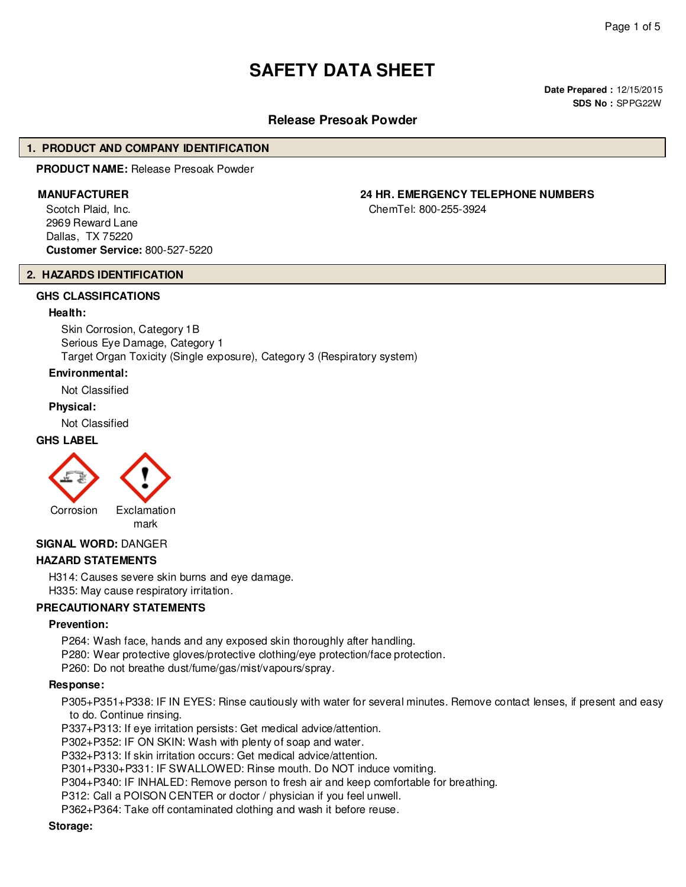# SAFETY DATA SHEET

**Date Prepared :** 12/15/2015
**SDS No :** SPPG22W

## Release Presoak Powder

## 1. PRODUCT AND COMPANY IDENTIFICATION

**PRODUCT NAME:** Release Presoak Powder

**MANUFACTURER**

Scotch Plaid, Inc.
2969 Reward Lane
Dallas, TX 75220
**Customer Service:** 800-527-5220

**24 HR. EMERGENCY TELEPHONE NUMBERS**

ChemTel: 800-255-3924

## 2. HAZARDS IDENTIFICATION

### GHS CLASSIFICATIONS

**Health:**

Skin Corrosion, Category 1B
Serious Eye Damage, Category 1
Target Organ Toxicity (Single exposure), Category 3 (Respiratory system)

**Environmental:**

Not Classified

**Physical:**

Not Classified

### GHS LABEL

Corrosion

Exclamation mark

**SIGNAL WORD:** DANGER

### HAZARD STATEMENTS

H314: Causes severe skin burns and eye damage.
H335: May cause respiratory irritation.

### PRECAUTIONARY STATEMENTS

**Prevention:**

P264: Wash face, hands and any exposed skin thoroughly after handling.
P280: Wear protective gloves/protective clothing/eye protection/face protection.
P260: Do not breathe dust/fume/gas/mist/vapours/spray.

**Response:**

P305+P351+P338: IF IN EYES: Rinse cautiously with water for several minutes. Remove contact lenses, if present and easy to do. Continue rinsing.
P337+P313: If eye irritation persists: Get medical advice/attention.
P302+P352: IF ON SKIN: Wash with plenty of soap and water.
P332+P313: If skin irritation occurs: Get medical advice/attention.
P301+P330+P331: IF SWALLOWED: Rinse mouth. Do NOT induce vomiting.
P304+P340: IF INHALED: Remove person to fresh air and keep comfortable for breathing.
P312: Call a POISON CENTER or doctor / physician if you feel unwell.
P362+P364: Take off contaminated clothing and wash it before reuse.

**Storage:**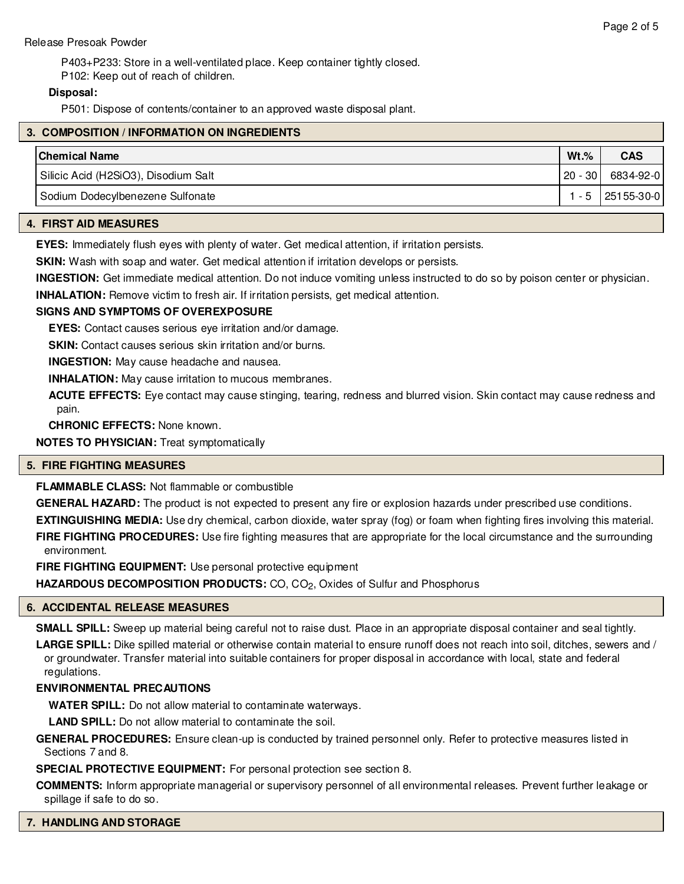P403+P233: Store in a well-ventilated place. Keep container tightly closed.
P102: Keep out of reach of children.

**Disposal:**

P501: Dispose of contents/container to an approved waste disposal plant.

## 3. COMPOSITION / INFORMATION ON INGREDIENTS

| Chemical Name | Wt.% | CAS |
|---|---|---|
| Silicic Acid (H2SiO3), Disodium Salt | 20 - 30 | 6834-92-0 |
| Sodium Dodecylbenezene Sulfonate | 1 - 5 | 25155-30-0 |

## 4. FIRST AID MEASURES

**EYES:** Immediately flush eyes with plenty of water. Get medical attention, if irritation persists.

**SKIN:** Wash with soap and water. Get medical attention if irritation develops or persists.

**INGESTION:** Get immediate medical attention. Do not induce vomiting unless instructed to do so by poison center or physician.

**INHALATION:** Remove victim to fresh air. If irritation persists, get medical attention.

**SIGNS AND SYMPTOMS OF OVEREXPOSURE**

**EYES:** Contact causes serious eye irritation and/or damage.

**SKIN:** Contact causes serious skin irritation and/or burns.

**INGESTION:** May cause headache and nausea.

**INHALATION:** May cause irritation to mucous membranes.

**ACUTE EFFECTS:** Eye contact may cause stinging, tearing, redness and blurred vision. Skin contact may cause redness and pain.

**CHRONIC EFFECTS:** None known.

**NOTES TO PHYSICIAN:** Treat symptomatically

## 5. FIRE FIGHTING MEASURES

**FLAMMABLE CLASS:** Not flammable or combustible

**GENERAL HAZARD:** The product is not expected to present any fire or explosion hazards under prescribed use conditions.

**EXTINGUISHING MEDIA:** Use dry chemical, carbon dioxide, water spray (fog) or foam when fighting fires involving this material.

**FIRE FIGHTING PROCEDURES:** Use fire fighting measures that are appropriate for the local circumstance and the surrounding environment.

**FIRE FIGHTING EQUIPMENT:** Use personal protective equipment

**HAZARDOUS DECOMPOSITION PRODUCTS:** CO, $CO_2$, Oxides of Sulfur and Phosphorus

## 6. ACCIDENTAL RELEASE MEASURES

**SMALL SPILL:** Sweep up material being careful not to raise dust. Place in an appropriate disposal container and seal tightly.

**LARGE SPILL:** Dike spilled material or otherwise contain material to ensure runoff does not reach into soil, ditches, sewers and / or groundwater. Transfer material into suitable containers for proper disposal in accordance with local, state and federal regulations.

**ENVIRONMENTAL PRECAUTIONS**

**WATER SPILL:** Do not allow material to contaminate waterways.

**LAND SPILL:** Do not allow material to contaminate the soil.

**GENERAL PROCEDURES:** Ensure clean-up is conducted by trained personnel only. Refer to protective measures listed in Sections 7 and 8.

**SPECIAL PROTECTIVE EQUIPMENT:** For personal protection see section 8.

**COMMENTS:** Inform appropriate managerial or supervisory personnel of all environmental releases. Prevent further leakage or spillage if safe to do so.

## 7. HANDLING AND STORAGE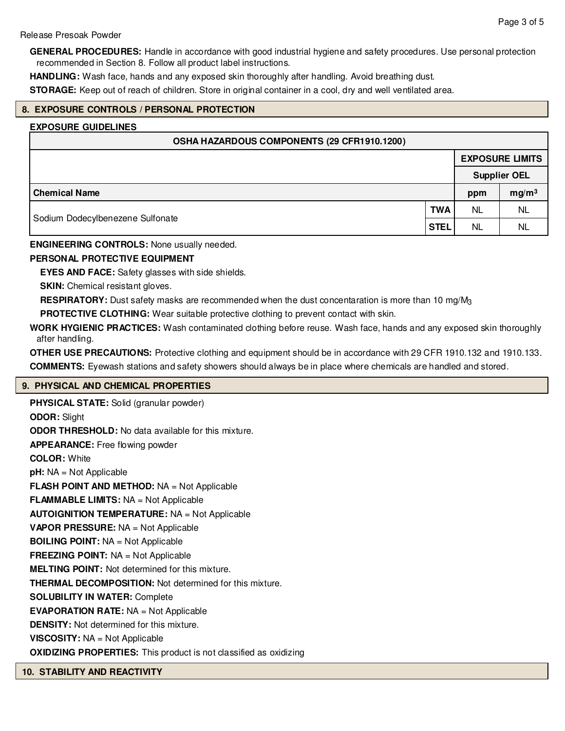**GENERAL PROCEDURES:** Handle in accordance with good industrial hygiene and safety procedures. Use personal protection recommended in Section 8. Follow all product label instructions.

**HANDLING:** Wash face, hands and any exposed skin thoroughly after handling. Avoid breathing dust.

**STORAGE:** Keep out of reach of children. Store in original container in a cool, dry and well ventilated area.

## 8. EXPOSURE CONTROLS / PERSONAL PROTECTION

**EXPOSURE GUIDELINES**

| OSHA HAZARDOUS COMPONENTS (29 CFR1910.1200) | | | |
|---|---|---|---|
| | | EXPOSURE LIMITS | |
| | | Supplier OEL | |
| **Chemical Name** | | ppm | $mg/m^3$ |
| Sodium Dodecylbenezene Sulfonate | TWA | NL | NL |
| | STEL | NL | NL |

**ENGINEERING CONTROLS:** None usually needed.

**PERSONAL PROTECTIVE EQUIPMENT**

**EYES AND FACE:** Safety glasses with side shields.

**SKIN:** Chemical resistant gloves.

**RESPIRATORY:** Dust safety masks are recommended when the dust concentaration is more than 10 $mg/M_3$

**PROTECTIVE CLOTHING:** Wear suitable protective clothing to prevent contact with skin.

**WORK HYGIENIC PRACTICES:** Wash contaminated clothing before reuse. Wash face, hands and any exposed skin thoroughly after handling.

**OTHER USE PRECAUTIONS:** Protective clothing and equipment should be in accordance with 29 CFR 1910.132 and 1910.133.

**COMMENTS:** Eyewash stations and safety showers should always be in place where chemicals are handled and stored.

## 9. PHYSICAL AND CHEMICAL PROPERTIES

**PHYSICAL STATE:** Solid (granular powder)

**ODOR:** Slight

**ODOR THRESHOLD:** No data available for this mixture.

**APPEARANCE:** Free flowing powder

**COLOR:** White

**pH:** NA = Not Applicable

**FLASH POINT AND METHOD:** NA = Not Applicable

**FLAMMABLE LIMITS:** NA = Not Applicable

**AUTOIGNITION TEMPERATURE:** NA = Not Applicable

**VAPOR PRESSURE:** NA = Not Applicable

**BOILING POINT:** NA = Not Applicable

**FREEZING POINT:** NA = Not Applicable

**MELTING POINT:** Not determined for this mixture.

**THERMAL DECOMPOSITION:** Not determined for this mixture.

**SOLUBILITY IN WATER:** Complete

**EVAPORATION RATE:** NA = Not Applicable

**DENSITY:** Not determined for this mixture.

**VISCOSITY:** NA = Not Applicable

**OXIDIZING PROPERTIES:** This product is not classified as oxidizing

## 10. STABILITY AND REACTIVITY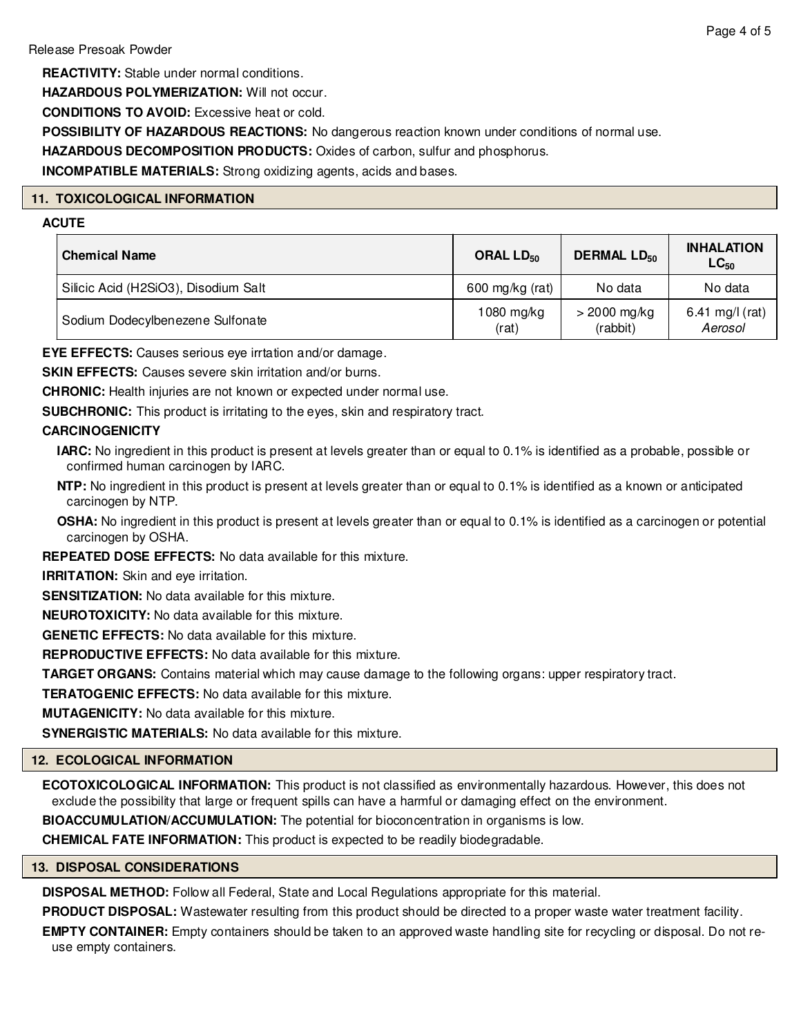**REACTIVITY:** Stable under normal conditions.

**HAZARDOUS POLYMERIZATION:** Will not occur.

**CONDITIONS TO AVOID:** Excessive heat or cold.

**POSSIBILITY OF HAZARDOUS REACTIONS:** No dangerous reaction known under conditions of normal use.

**HAZARDOUS DECOMPOSITION PRODUCTS:** Oxides of carbon, sulfur and phosphorus.

**INCOMPATIBLE MATERIALS:** Strong oxidizing agents, acids and bases.

## 11. TOXICOLOGICAL INFORMATION

**ACUTE**

| Chemical Name | ORAL $LD_{50}$ | DERMAL $LD_{50}$ | INHALATION $LC_{50}$ |
|---|---|---|---|
| Silicic Acid (H2SiO3), Disodium Salt | 600 mg/kg (rat) | No data | No data |
| Sodium Dodecylbenezene Sulfonate | 1080 mg/kg (rat) | > 2000 mg/kg (rabbit) | 6.41 mg/l (rat) *Aerosol* |

**EYE EFFECTS:** Causes serious eye irrtation and/or damage.

**SKIN EFFECTS:** Causes severe skin irritation and/or burns.

**CHRONIC:** Health injuries are not known or expected under normal use.

**SUBCHRONIC:** This product is irritating to the eyes, skin and respiratory tract.

**CARCINOGENICITY**

**IARC:** No ingredient in this product is present at levels greater than or equal to 0.1% is identified as a probable, possible or confirmed human carcinogen by IARC.

**NTP:** No ingredient in this product is present at levels greater than or equal to 0.1% is identified as a known or anticipated carcinogen by NTP.

**OSHA:** No ingredient in this product is present at levels greater than or equal to 0.1% is identified as a carcinogen or potential carcinogen by OSHA.

**REPEATED DOSE EFFECTS:** No data available for this mixture.

**IRRITATION:** Skin and eye irritation.

**SENSITIZATION:** No data available for this mixture.

**NEUROTOXICITY:** No data available for this mixture.

**GENETIC EFFECTS:** No data available for this mixture.

**REPRODUCTIVE EFFECTS:** No data available for this mixture.

**TARGET ORGANS:** Contains material which may cause damage to the following organs: upper respiratory tract.

**TERATOGENIC EFFECTS:** No data available for this mixture.

**MUTAGENICITY:** No data available for this mixture.

**SYNERGISTIC MATERIALS:** No data available for this mixture.

## 12. ECOLOGICAL INFORMATION

**ECOTOXICOLOGICAL INFORMATION:** This product is not classified as environmentally hazardous. However, this does not exclude the possibility that large or frequent spills can have a harmful or damaging effect on the environment.

**BIOACCUMULATION/ACCUMULATION:** The potential for bioconcentration in organisms is low.

**CHEMICAL FATE INFORMATION:** This product is expected to be readily biodegradable.

## 13. DISPOSAL CONSIDERATIONS

**DISPOSAL METHOD:** Follow all Federal, State and Local Regulations appropriate for this material.

**PRODUCT DISPOSAL:** Wastewater resulting from this product should be directed to a proper waste water treatment facility.

**EMPTY CONTAINER:** Empty containers should be taken to an approved waste handling site for recycling or disposal. Do not re-use empty containers.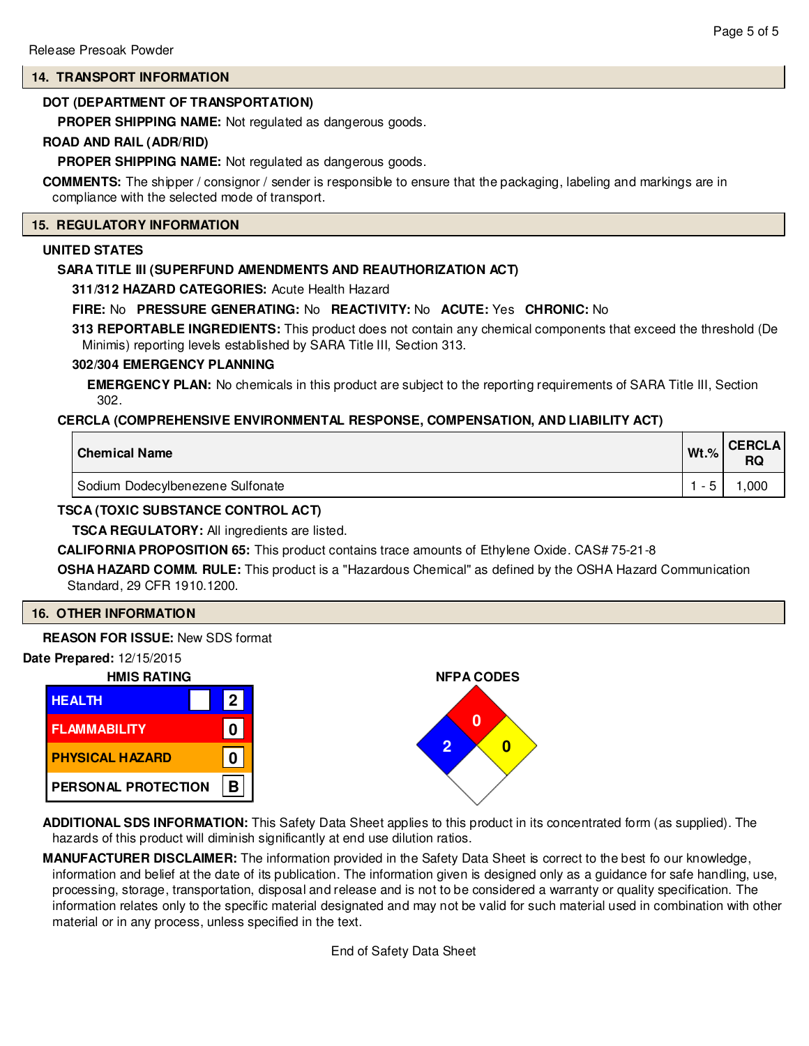## 14. TRANSPORT INFORMATION

**DOT (DEPARTMENT OF TRANSPORTATION)**

**PROPER SHIPPING NAME:** Not regulated as dangerous goods.

**ROAD AND RAIL (ADR/RID)**

**PROPER SHIPPING NAME:** Not regulated as dangerous goods.

**COMMENTS:** The shipper / consignor / sender is responsible to ensure that the packaging, labeling and markings are in compliance with the selected mode of transport.

## 15. REGULATORY INFORMATION

**UNITED STATES**

**SARA TITLE III (SUPERFUND AMENDMENTS AND REAUTHORIZATION ACT)**

**311/312 HAZARD CATEGORIES:** Acute Health Hazard

**FIRE:** No **PRESSURE GENERATING:** No **REACTIVITY:** No **ACUTE:** Yes **CHRONIC:** No

**313 REPORTABLE INGREDIENTS:** This product does not contain any chemical components that exceed the threshold (De Minimis) reporting levels established by SARA Title III, Section 313.

**302/304 EMERGENCY PLANNING**

**EMERGENCY PLAN:** No chemicals in this product are subject to the reporting requirements of SARA Title III, Section 302.

**CERCLA (COMPREHENSIVE ENVIRONMENTAL RESPONSE, COMPENSATION, AND LIABILITY ACT)**

| Chemical Name | Wt.% | CERCLA RQ |
|---|---|---|
| Sodium Dodecylbenezene Sulfonate | 1 - 5 | 1,000 |

**TSCA (TOXIC SUBSTANCE CONTROL ACT)**

**TSCA REGULATORY:** All ingredients are listed.

**CALIFORNIA PROPOSITION 65:** This product contains trace amounts of Ethylene Oxide. CAS# 75-21-8

**OSHA HAZARD COMM. RULE:** This product is a "Hazardous Chemical" as defined by the OSHA Hazard Communication Standard, 29 CFR 1910.1200.

## 16. OTHER INFORMATION

**REASON FOR ISSUE:** New SDS format

**Date Prepared:** 12/15/2015

**HMIS RATING**

| | |
|---|---|
| HEALTH | 2 |
| FLAMMABILITY | 0 |
| PHYSICAL HAZARD | 0 |
| PERSONAL PROTECTION | B |

**NFPA CODES**

0

2

0

**ADDITIONAL SDS INFORMATION:** This Safety Data Sheet applies to this product in its concentrated form (as supplied). The hazards of this product will diminish significantly at end use dilution ratios.

**MANUFACTURER DISCLAIMER:** The information provided in the Safety Data Sheet is correct to the best fo our knowledge, information and belief at the date of its publication. The information given is designed only as a guidance for safe handling, use, processing, storage, transportation, disposal and release and is not to be considered a warranty or quality specification. The information relates only to the specific material designated and may not be valid for such material used in combination with other material or in any process, unless specified in the text.

End of Safety Data Sheet